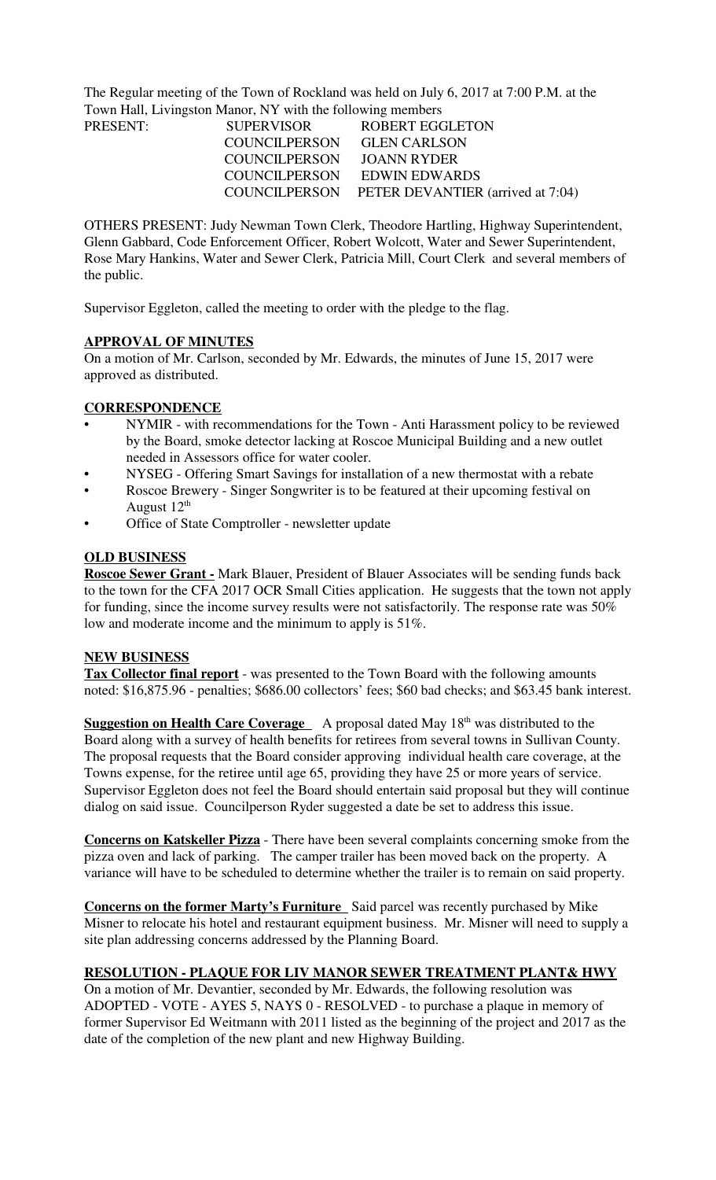The Regular meeting of the Town of Rockland was held on July 6, 2017 at 7:00 P.M. at the Town Hall, Livingston Manor, NY with the following members

| | | |
|---|---|---|
| PRESENT: | SUPERVISOR | ROBERT EGGLETON |
| | COUNCILPERSON | GLEN CARLSON |
| | COUNCILPERSON | JOANN RYDER |
| | COUNCILPERSON | EDWIN EDWARDS |
| | COUNCILPERSON | PETER DEVANTIER (arrived at 7:04) |

OTHERS PRESENT: Judy Newman Town Clerk, Theodore Hartling, Highway Superintendent, Glenn Gabbard, Code Enforcement Officer, Robert Wolcott, Water and Sewer Superintendent, Rose Mary Hankins, Water and Sewer Clerk, Patricia Mill, Court Clerk and several members of the public.

Supervisor Eggleton, called the meeting to order with the pledge to the flag.

## APPROVAL OF MINUTES

On a motion of Mr. Carlson, seconded by Mr. Edwards, the minutes of June 15, 2017 were approved as distributed.

## CORRESPONDENCE

- NYMIR - with recommendations for the Town - Anti Harassment policy to be reviewed by the Board, smoke detector lacking at Roscoe Municipal Building and a new outlet needed in Assessors office for water cooler.
- NYSEG - Offering Smart Savings for installation of a new thermostat with a rebate
- Roscoe Brewery - Singer Songwriter is to be featured at their upcoming festival on August 12th
- Office of State Comptroller - newsletter update

## OLD BUSINESS

**Roscoe Sewer Grant -** Mark Blauer, President of Blauer Associates will be sending funds back to the town for the CFA 2017 OCR Small Cities application. He suggests that the town not apply for funding, since the income survey results were not satisfactorily. The response rate was 50% low and moderate income and the minimum to apply is 51%.

## NEW BUSINESS

**Tax Collector final report** - was presented to the Town Board with the following amounts noted: $16,875.96 - penalties; $686.00 collectors' fees; $60 bad checks; and $63.45 bank interest.

**Suggestion on Health Care Coverage** A proposal dated May 18th was distributed to the Board along with a survey of health benefits for retirees from several towns in Sullivan County. The proposal requests that the Board consider approving individual health care coverage, at the Towns expense, for the retiree until age 65, providing they have 25 or more years of service. Supervisor Eggleton does not feel the Board should entertain said proposal but they will continue dialog on said issue. Councilperson Ryder suggested a date be set to address this issue.

**Concerns on Katskeller Pizza** - There have been several complaints concerning smoke from the pizza oven and lack of parking. The camper trailer has been moved back on the property. A variance will have to be scheduled to determine whether the trailer is to remain on said property.

**Concerns on the former Marty's Furniture** Said parcel was recently purchased by Mike Misner to relocate his hotel and restaurant equipment business. Mr. Misner will need to supply a site plan addressing concerns addressed by the Planning Board.

## RESOLUTION - PLAQUE FOR LIV MANOR SEWER TREATMENT PLANT& HWY

On a motion of Mr. Devantier, seconded by Mr. Edwards, the following resolution was ADOPTED - VOTE - AYES 5, NAYS 0 - RESOLVED - to purchase a plaque in memory of former Supervisor Ed Weitmann with 2011 listed as the beginning of the project and 2017 as the date of the completion of the new plant and new Highway Building.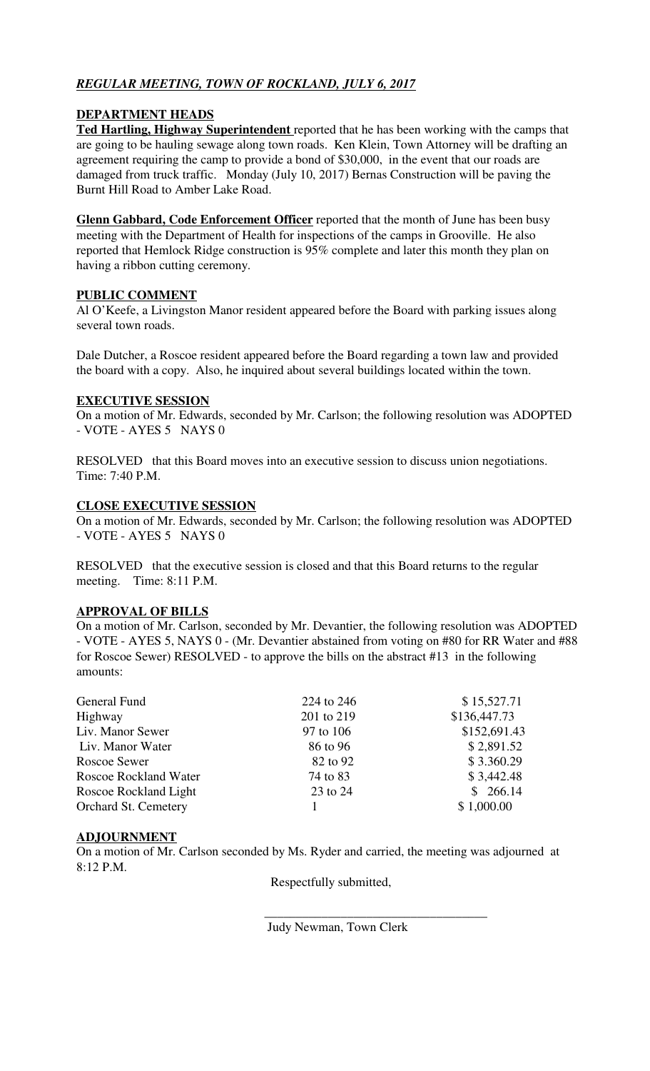***REGULAR MEETING, TOWN OF ROCKLAND, JULY 6, 2017***

**DEPARTMENT HEADS**

**Ted Hartling, Highway Superintendent** reported that he has been working with the camps that are going to be hauling sewage along town roads. Ken Klein, Town Attorney will be drafting an agreement requiring the camp to provide a bond of $30,000, in the event that our roads are damaged from truck traffic. Monday (July 10, 2017) Bernas Construction will be paving the Burnt Hill Road to Amber Lake Road.

**Glenn Gabbard, Code Enforcement Officer** reported that the month of June has been busy meeting with the Department of Health for inspections of the camps in Grooville. He also reported that Hemlock Ridge construction is 95% complete and later this month they plan on having a ribbon cutting ceremony.

**PUBLIC COMMENT**

Al O'Keefe, a Livingston Manor resident appeared before the Board with parking issues along several town roads.

Dale Dutcher, a Roscoe resident appeared before the Board regarding a town law and provided the board with a copy. Also, he inquired about several buildings located within the town.

**EXECUTIVE SESSION**

On a motion of Mr. Edwards, seconded by Mr. Carlson; the following resolution was ADOPTED - VOTE - AYES 5 NAYS 0

RESOLVED that this Board moves into an executive session to discuss union negotiations. Time: 7:40 P.M.

**CLOSE EXECUTIVE SESSION**

On a motion of Mr. Edwards, seconded by Mr. Carlson; the following resolution was ADOPTED - VOTE - AYES 5 NAYS 0

RESOLVED that the executive session is closed and that this Board returns to the regular meeting. Time: 8:11 P.M.

**APPROVAL OF BILLS**

On a motion of Mr. Carlson, seconded by Mr. Devantier, the following resolution was ADOPTED - VOTE - AYES 5, NAYS 0 - (Mr. Devantier abstained from voting on #80 for RR Water and #88 for Roscoe Sewer) RESOLVED - to approve the bills on the abstract #13 in the following amounts:

| | | |
|---|---|---|
| General Fund | 224 to 246 | $ 15,527.71 |
| Highway | 201 to 219 | $136,447.73 |
| Liv. Manor Sewer | 97 to 106 | $152,691.43 |
| Liv. Manor Water | 86 to 96 | $ 2,891.52 |
| Roscoe Sewer | 82 to 92 | $ 3.360.29 |
| Roscoe Rockland Water | 74 to 83 | $ 3,442.48 |
| Roscoe Rockland Light | 23 to 24 | $ 266.14 |
| Orchard St. Cemetery | 1 | $ 1,000.00 |

**ADJOURNMENT**

On a motion of Mr. Carlson seconded by Ms. Ryder and carried, the meeting was adjourned at 8:12 P.M.

Respectfully submitted,

\_\_\_\_\_\_\_\_\_\_\_\_\_\_\_\_\_\_\_\_\_\_\_\_\_\_\_\_\_\_\_\_\_\_\_

Judy Newman, Town Clerk